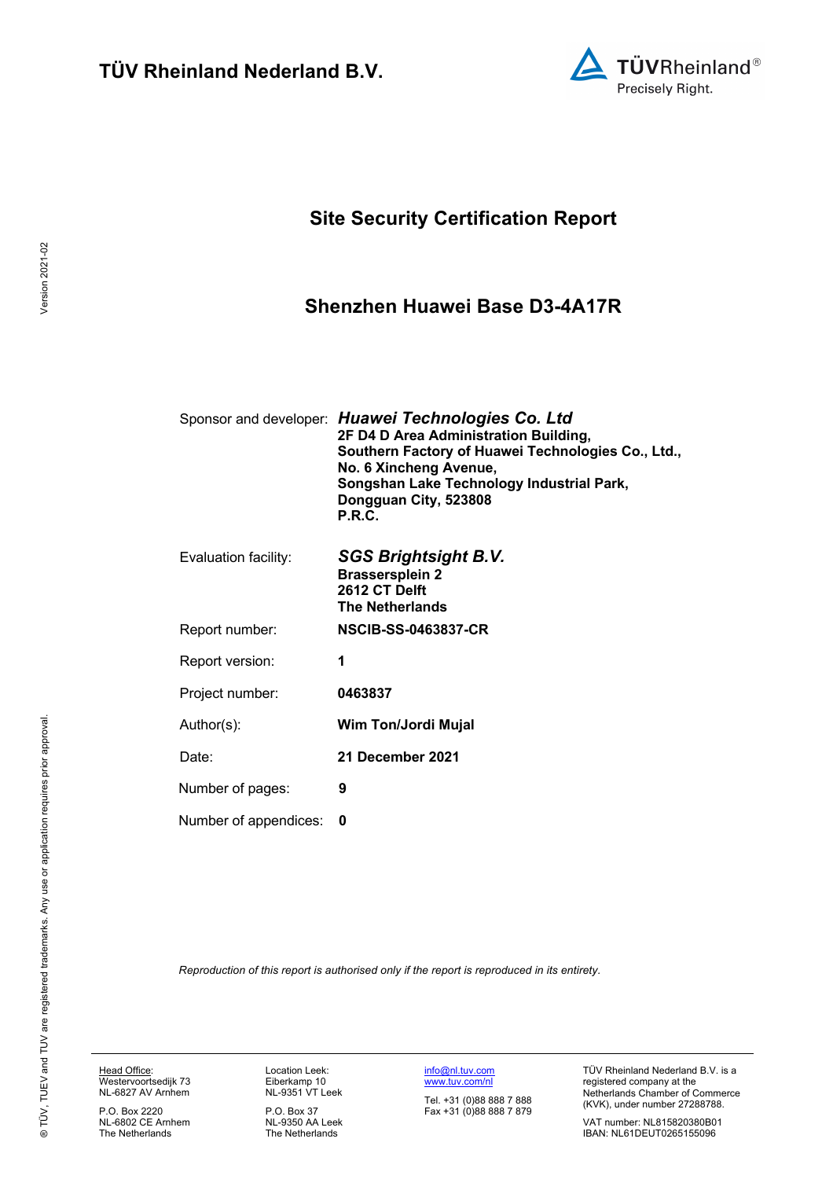**TÜV Rheinland Nederland B.V.**

# Site Security Certification Report

## Shenzhen Huawei Base D3-4A17R

| | |
|---|---|
| Sponsor and developer: | ***Huawei Technologies Co. Ltd*** **2F D4 D Area Administration Building, Southern Factory of Huawei Technologies Co., Ltd., No. 6 Xincheng Avenue, Songshan Lake Technology Industrial Park, Dongguan City, 523808 P.R.C.** |
| Evaluation facility: | ***SGS Brightsight B.V.*** **Brassersplein 2 2612 CT Delft The Netherlands** |
| Report number: | **NSCIB-SS-0463837-CR** |
| Report version: | **1** |
| Project number: | **0463837** |
| Author(s): | **Wim Ton/Jordi Mujal** |
| Date: | **21 December 2021** |
| Number of pages: | **9** |
| Number of appendices: | **0** |

*Reproduction of this report is authorised only if the report is reproduced in its entirety.*

Head Office:
Westervoortsedijk 73
NL-6827 AV Arnhem

P.O. Box 2220
NL-6802 CE Arnhem
The Netherlands

Location Leek:
Eiberkamp 10
NL-9351 VT Leek

P.O. Box 37
NL-9350 AA Leek
The Netherlands

info@nl.tuv.com
www.tuv.com/nl

Tel. +31 (0)88 888 7 888
Fax +31 (0)88 888 7 879

TÜV Rheinland Nederland B.V. is a registered company at the Netherlands Chamber of Commerce (KVK), under number 27288788.

VAT number: NL815820380B01
IBAN: NL61DEUT0265155096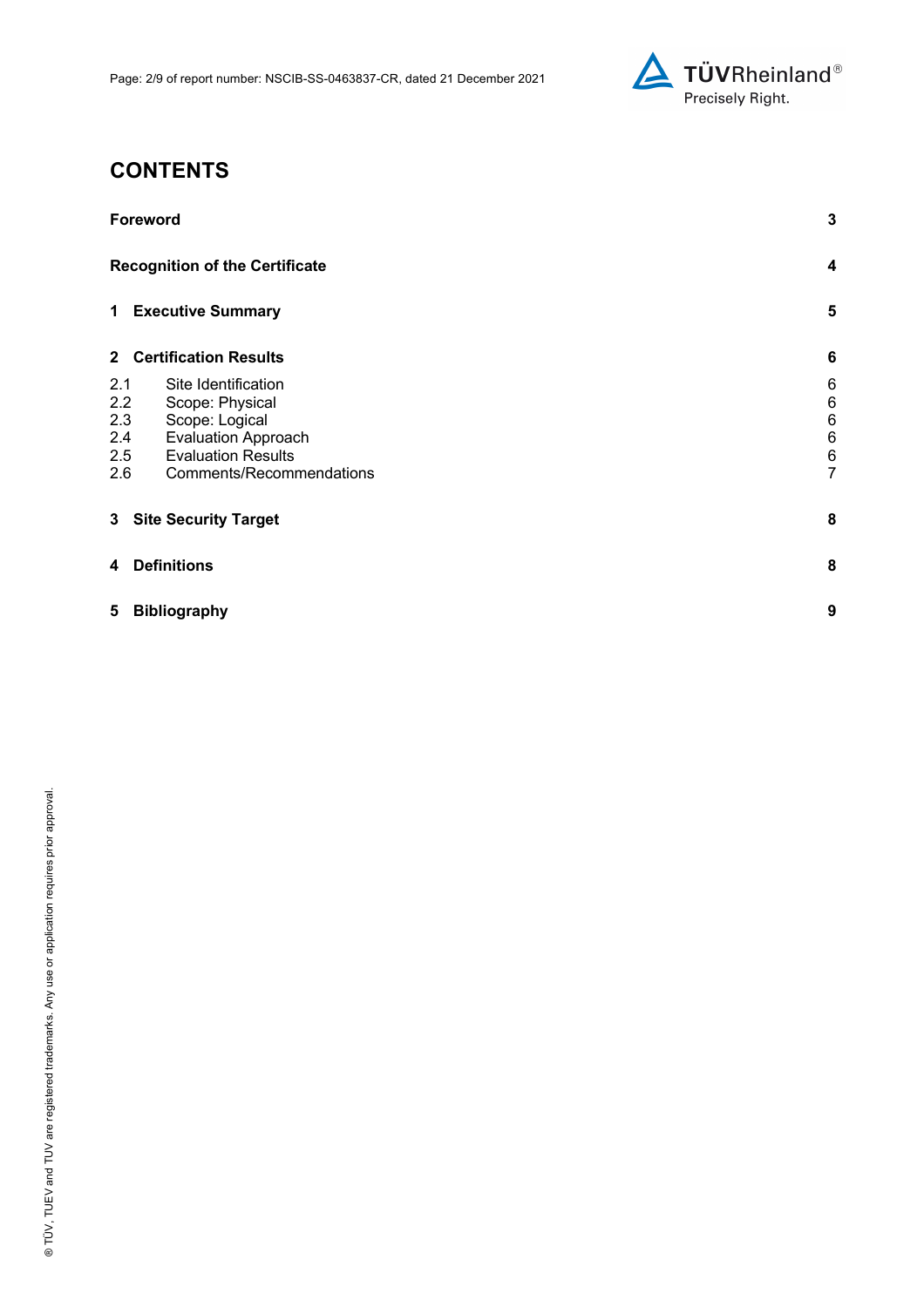# CONTENTS

| | |
|---|---|
| **Foreword** | **3** |
| **Recognition of the Certificate** | **4** |
| **1 Executive Summary** | **5** |
| **2 Certification Results** | **6** |
| 2.1 Site Identification | 6 |
| 2.2 Scope: Physical | 6 |
| 2.3 Scope: Logical | 6 |
| 2.4 Evaluation Approach | 6 |
| 2.5 Evaluation Results | 6 |
| 2.6 Comments/Recommendations | 7 |
| **3 Site Security Target** | **8** |
| **4 Definitions** | **8** |
| **5 Bibliography** | **9** |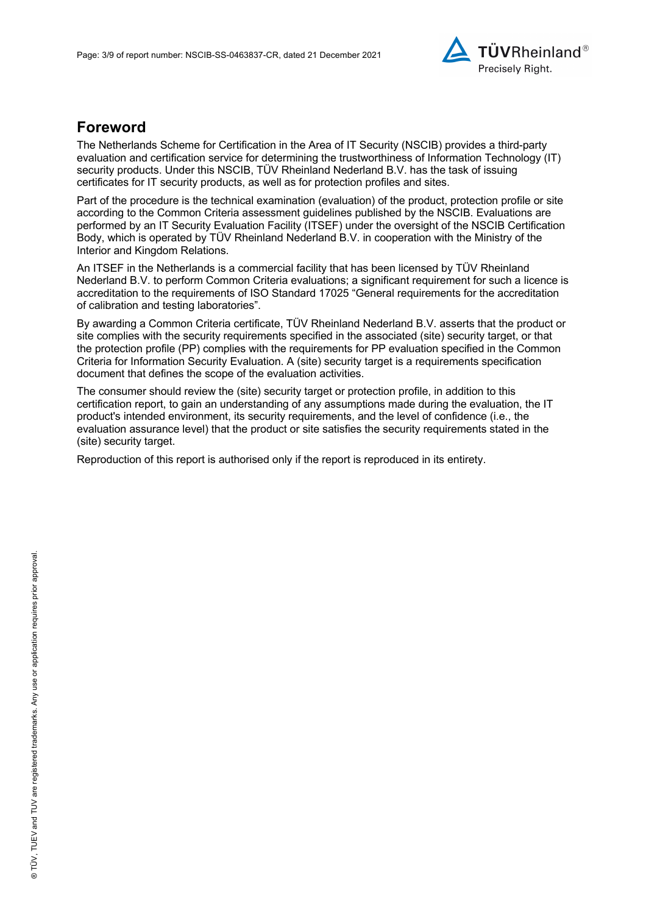## Foreword

The Netherlands Scheme for Certification in the Area of IT Security (NSCIB) provides a third-party evaluation and certification service for determining the trustworthiness of Information Technology (IT) security products. Under this NSCIB, TÜV Rheinland Nederland B.V. has the task of issuing certificates for IT security products, as well as for protection profiles and sites.

Part of the procedure is the technical examination (evaluation) of the product, protection profile or site according to the Common Criteria assessment guidelines published by the NSCIB. Evaluations are performed by an IT Security Evaluation Facility (ITSEF) under the oversight of the NSCIB Certification Body, which is operated by TÜV Rheinland Nederland B.V. in cooperation with the Ministry of the Interior and Kingdom Relations.

An ITSEF in the Netherlands is a commercial facility that has been licensed by TÜV Rheinland Nederland B.V. to perform Common Criteria evaluations; a significant requirement for such a licence is accreditation to the requirements of ISO Standard 17025 "General requirements for the accreditation of calibration and testing laboratories".

By awarding a Common Criteria certificate, TÜV Rheinland Nederland B.V. asserts that the product or site complies with the security requirements specified in the associated (site) security target, or that the protection profile (PP) complies with the requirements for PP evaluation specified in the Common Criteria for Information Security Evaluation. A (site) security target is a requirements specification document that defines the scope of the evaluation activities.

The consumer should review the (site) security target or protection profile, in addition to this certification report, to gain an understanding of any assumptions made during the evaluation, the IT product's intended environment, its security requirements, and the level of confidence (i.e., the evaluation assurance level) that the product or site satisfies the security requirements stated in the (site) security target.

Reproduction of this report is authorised only if the report is reproduced in its entirety.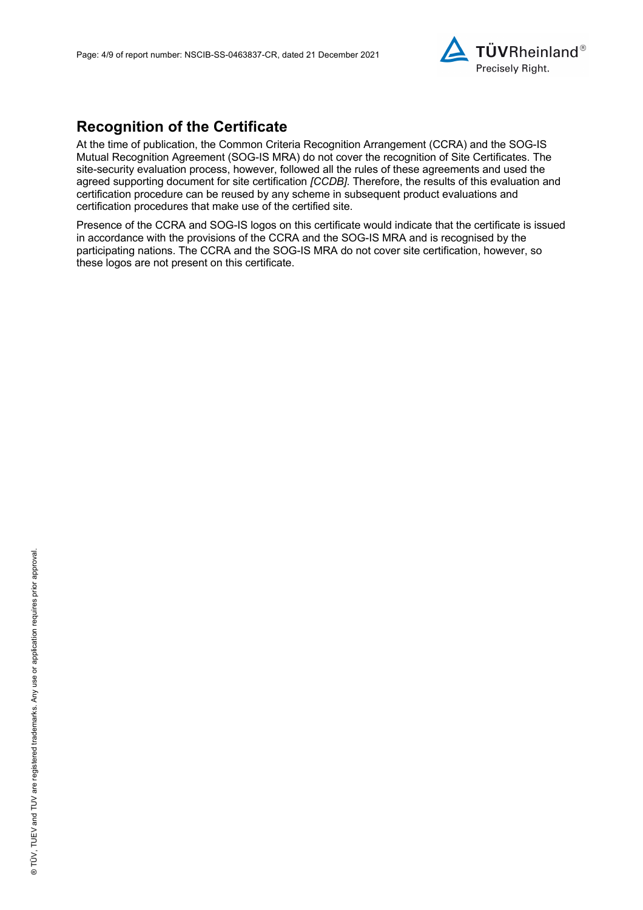## Recognition of the Certificate

At the time of publication, the Common Criteria Recognition Arrangement (CCRA) and the SOG-IS Mutual Recognition Agreement (SOG-IS MRA) do not cover the recognition of Site Certificates. The site-security evaluation process, however, followed all the rules of these agreements and used the agreed supporting document for site certification *[CCDB]*. Therefore, the results of this evaluation and certification procedure can be reused by any scheme in subsequent product evaluations and certification procedures that make use of the certified site.

Presence of the CCRA and SOG-IS logos on this certificate would indicate that the certificate is issued in accordance with the provisions of the CCRA and the SOG-IS MRA and is recognised by the participating nations. The CCRA and the SOG-IS MRA do not cover site certification, however, so these logos are not present on this certificate.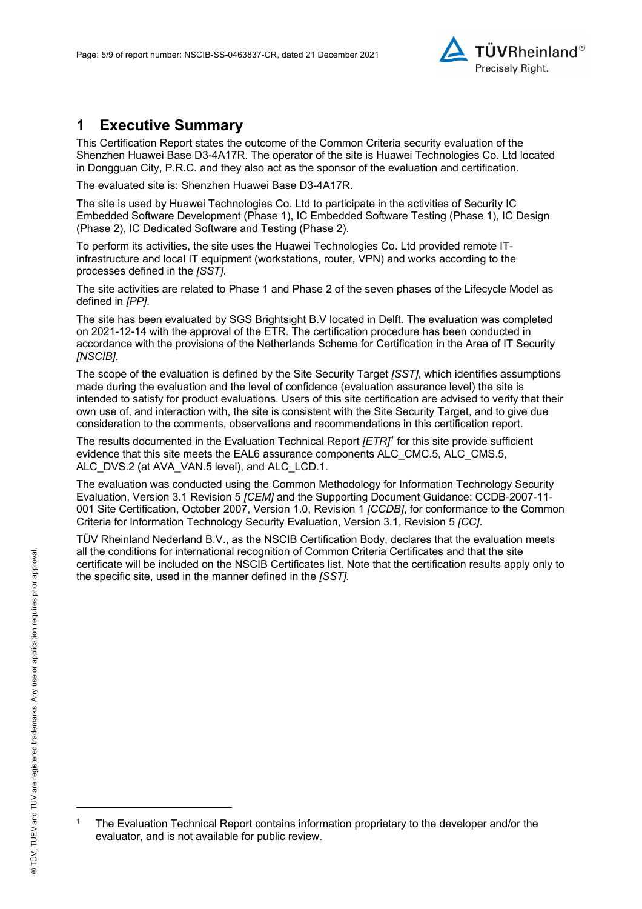# 1 Executive Summary

This Certification Report states the outcome of the Common Criteria security evaluation of the Shenzhen Huawei Base D3-4A17R. The operator of the site is Huawei Technologies Co. Ltd located in Dongguan City, P.R.C. and they also act as the sponsor of the evaluation and certification.

The evaluated site is: Shenzhen Huawei Base D3-4A17R.

The site is used by Huawei Technologies Co. Ltd to participate in the activities of Security IC Embedded Software Development (Phase 1), IC Embedded Software Testing (Phase 1), IC Design (Phase 2), IC Dedicated Software and Testing (Phase 2).

To perform its activities, the site uses the Huawei Technologies Co. Ltd provided remote IT-infrastructure and local IT equipment (workstations, router, VPN) and works according to the processes defined in the *[SST]*.

The site activities are related to Phase 1 and Phase 2 of the seven phases of the Lifecycle Model as defined in *[PP]*.

The site has been evaluated by SGS Brightsight B.V located in Delft. The evaluation was completed on 2021-12-14 with the approval of the ETR. The certification procedure has been conducted in accordance with the provisions of the Netherlands Scheme for Certification in the Area of IT Security *[NSCIB]*.

The scope of the evaluation is defined by the Site Security Target *[SST]*, which identifies assumptions made during the evaluation and the level of confidence (evaluation assurance level) the site is intended to satisfy for product evaluations. Users of this site certification are advised to verify that their own use of, and interaction with, the site is consistent with the Site Security Target, and to give due consideration to the comments, observations and recommendations in this certification report.

The results documented in the Evaluation Technical Report *[ETR]*[1] for this site provide sufficient evidence that this site meets the EAL6 assurance components ALC_CMC.5, ALC_CMS.5, ALC_DVS.2 (at AVA_VAN.5 level), and ALC_LCD.1.

The evaluation was conducted using the Common Methodology for Information Technology Security Evaluation, Version 3.1 Revision 5 *[CEM]* and the Supporting Document Guidance: CCDB-2007-11-001 Site Certification, October 2007, Version 1.0, Revision 1 *[CCDB]*, for conformance to the Common Criteria for Information Technology Security Evaluation, Version 3.1, Revision 5 *[CC]*.

TÜV Rheinland Nederland B.V., as the NSCIB Certification Body, declares that the evaluation meets all the conditions for international recognition of Common Criteria Certificates and that the site certificate will be included on the NSCIB Certificates list. Note that the certification results apply only to the specific site, used in the manner defined in the *[SST]*.

---

[1] The Evaluation Technical Report contains information proprietary to the developer and/or the evaluator, and is not available for public review.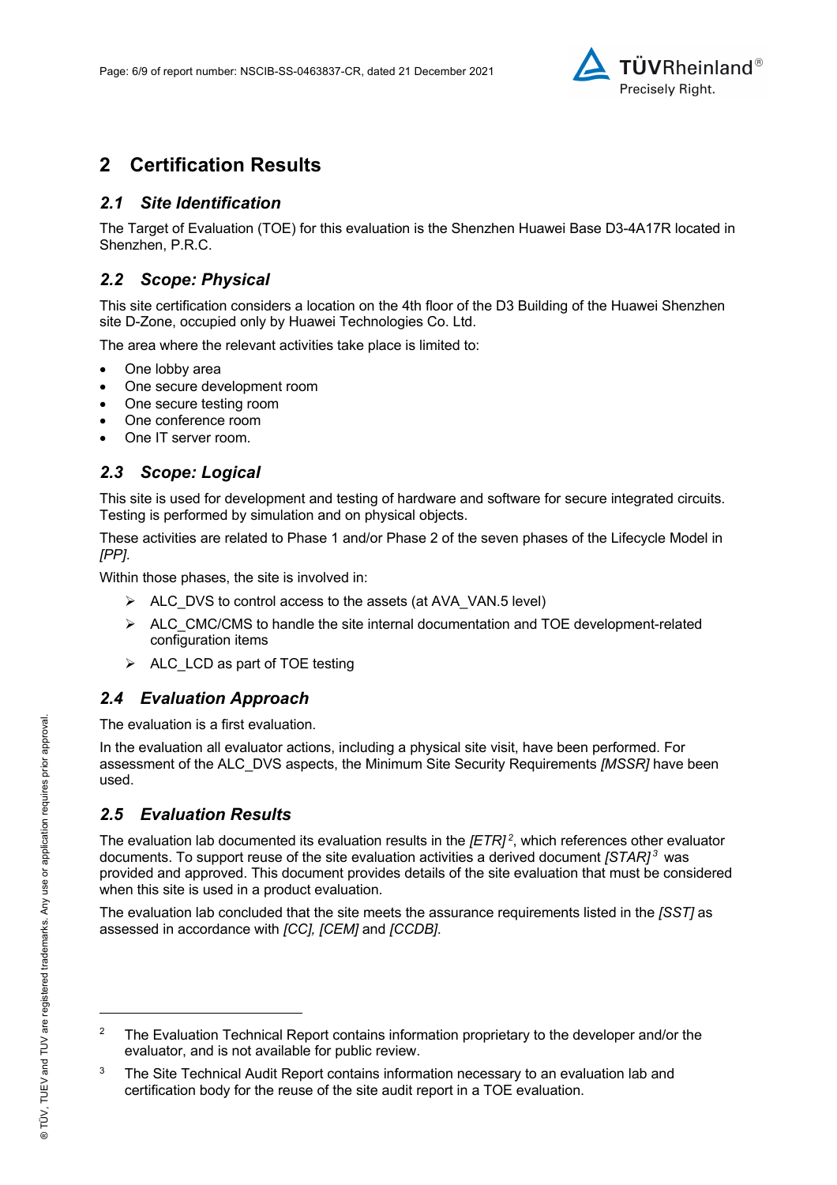# 2 Certification Results

## *2.1 Site Identification*

The Target of Evaluation (TOE) for this evaluation is the Shenzhen Huawei Base D3-4A17R located in Shenzhen, P.R.C.

## *2.2 Scope: Physical*

This site certification considers a location on the 4th floor of the D3 Building of the Huawei Shenzhen site D-Zone, occupied only by Huawei Technologies Co. Ltd.

The area where the relevant activities take place is limited to:

- One lobby area
- One secure development room
- One secure testing room
- One conference room
- One IT server room.

## *2.3 Scope: Logical*

This site is used for development and testing of hardware and software for secure integrated circuits. Testing is performed by simulation and on physical objects.

These activities are related to Phase 1 and/or Phase 2 of the seven phases of the Lifecycle Model in *[PP]*.

Within those phases, the site is involved in:

- ALC_DVS to control access to the assets (at AVA_VAN.5 level)
- ALC_CMC/CMS to handle the site internal documentation and TOE development-related configuration items
- ALC_LCD as part of TOE testing

## *2.4 Evaluation Approach*

The evaluation is a first evaluation.

In the evaluation all evaluator actions, including a physical site visit, have been performed. For assessment of the ALC_DVS aspects, the Minimum Site Security Requirements *[MSSR]* have been used.

## *2.5 Evaluation Results*

The evaluation lab documented its evaluation results in the *[ETR]*[2], which references other evaluator documents. To support reuse of the site evaluation activities a derived document *[STAR]*[3] was provided and approved. This document provides details of the site evaluation that must be considered when this site is used in a product evaluation.

The evaluation lab concluded that the site meets the assurance requirements listed in the *[SST]* as assessed in accordance with *[CC]*, *[CEM]* and *[CCDB]*.

---

[2] The Evaluation Technical Report contains information proprietary to the developer and/or the evaluator, and is not available for public review.

[3] The Site Technical Audit Report contains information necessary to an evaluation lab and certification body for the reuse of the site audit report in a TOE evaluation.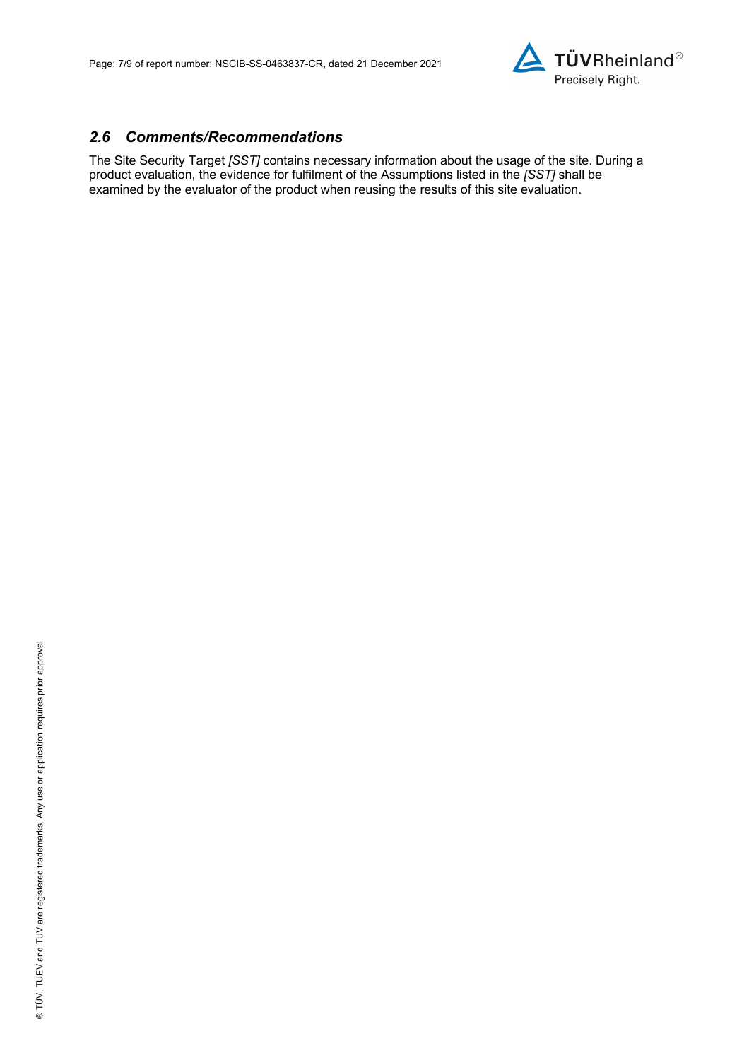## *2.6 Comments/Recommendations*

The Site Security Target *[SST]* contains necessary information about the usage of the site. During a product evaluation, the evidence for fulfilment of the Assumptions listed in the *[SST]* shall be examined by the evaluator of the product when reusing the results of this site evaluation.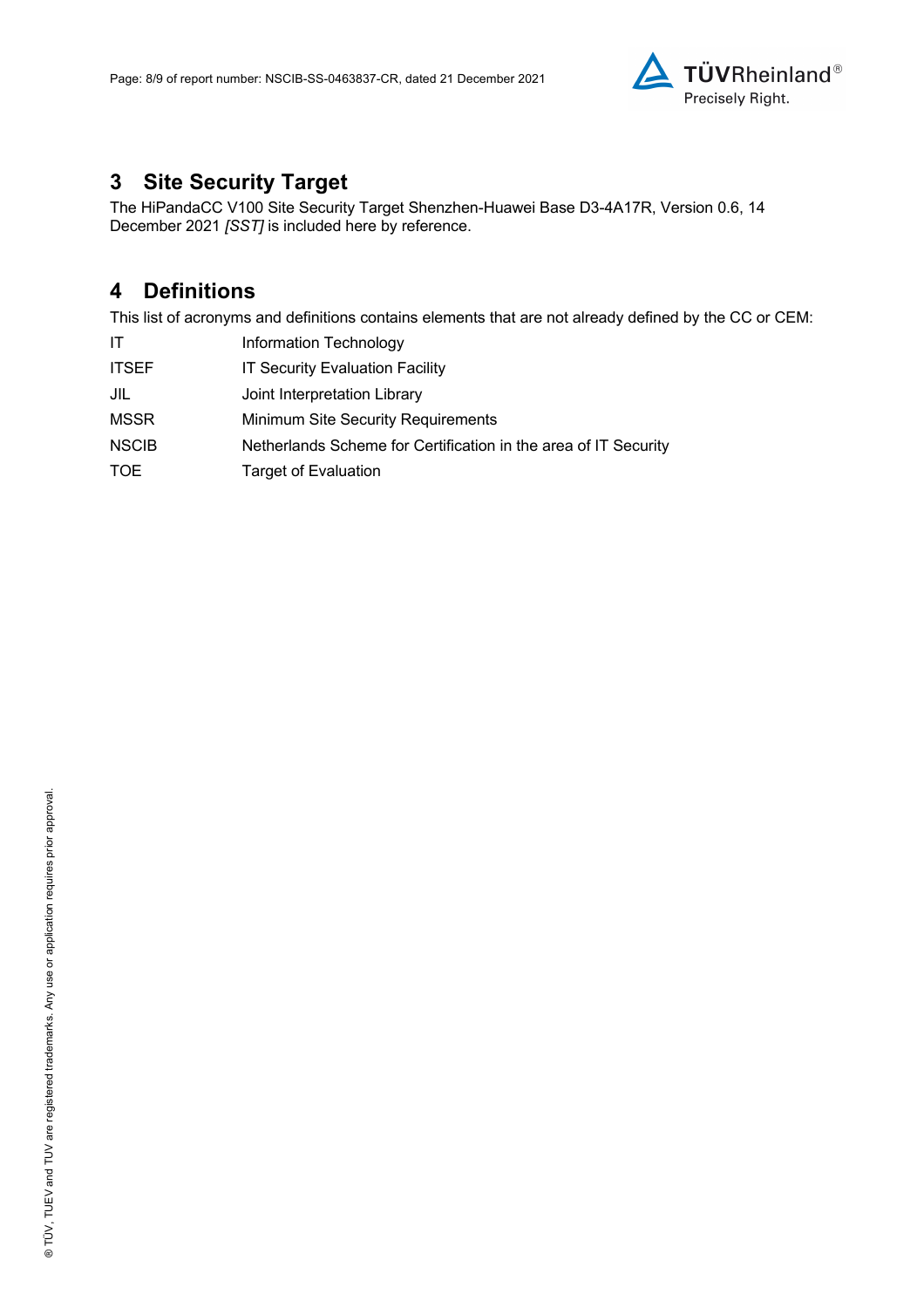## 3 Site Security Target

The HiPandaCC V100 Site Security Target Shenzhen-Huawei Base D3-4A17R, Version 0.6, 14 December 2021 *[SST]* is included here by reference.

## 4 Definitions

This list of acronyms and definitions contains elements that are not already defined by the CC or CEM:

| | |
|---|---|
| IT | Information Technology |
| ITSEF | IT Security Evaluation Facility |
| JIL | Joint Interpretation Library |
| MSSR | Minimum Site Security Requirements |
| NSCIB | Netherlands Scheme for Certification in the area of IT Security |
| TOE | Target of Evaluation |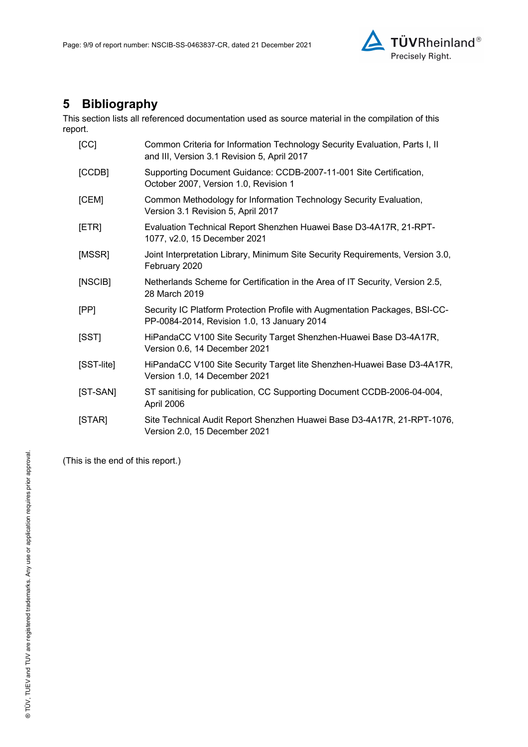## 5 Bibliography

This section lists all referenced documentation used as source material in the compilation of this report.

| | |
|---|---|
| [CC] | Common Criteria for Information Technology Security Evaluation, Parts I, II and III, Version 3.1 Revision 5, April 2017 |
| [CCDB] | Supporting Document Guidance: CCDB-2007-11-001 Site Certification, October 2007, Version 1.0, Revision 1 |
| [CEM] | Common Methodology for Information Technology Security Evaluation, Version 3.1 Revision 5, April 2017 |
| [ETR] | Evaluation Technical Report Shenzhen Huawei Base D3-4A17R, 21-RPT-1077, v2.0, 15 December 2021 |
| [MSSR] | Joint Interpretation Library, Minimum Site Security Requirements, Version 3.0, February 2020 |
| [NSCIB] | Netherlands Scheme for Certification in the Area of IT Security, Version 2.5, 28 March 2019 |
| [PP] | Security IC Platform Protection Profile with Augmentation Packages, BSI-CC-PP-0084-2014, Revision 1.0, 13 January 2014 |
| [SST] | HiPandaCC V100 Site Security Target Shenzhen-Huawei Base D3-4A17R, Version 0.6, 14 December 2021 |
| [SST-lite] | HiPandaCC V100 Site Security Target lite Shenzhen-Huawei Base D3-4A17R, Version 1.0, 14 December 2021 |
| [ST-SAN] | ST sanitising for publication, CC Supporting Document CCDB-2006-04-004, April 2006 |
| [STAR] | Site Technical Audit Report Shenzhen Huawei Base D3-4A17R, 21-RPT-1076, Version 2.0, 15 December 2021 |

(This is the end of this report.)